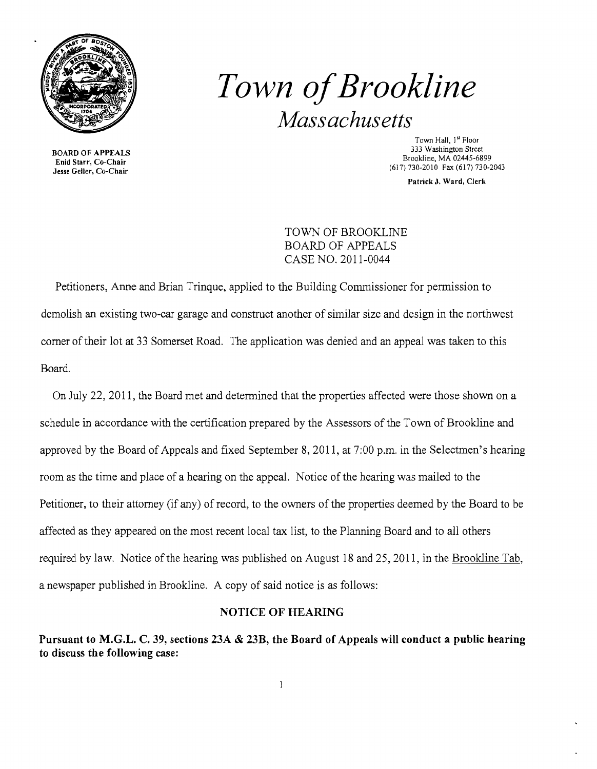# *Town of Brookline*

## *Massachusetts*

**BOARD OF APPEALS**
**Enid Starr, Co-Chair**
**Jesse Geller, Co-Chair**

Town Hall, 1st Floor
333 Washington Street
Brookline, MA 02445-6899
(617) 730-2010 Fax (617) 730-2043

**Patrick J. Ward, Clerk**

TOWN OF BROOKLINE
BOARD OF APPEALS
CASE NO. 2011-0044

Petitioners, Anne and Brian Trinque, applied to the Building Commissioner for permission to demolish an existing two-car garage and construct another of similar size and design in the northwest corner of their lot at 33 Somerset Road. The application was denied and an appeal was taken to this Board.

On July 22, 2011, the Board met and determined that the properties affected were those shown on a schedule in accordance with the certification prepared by the Assessors of the Town of Brookline and approved by the Board of Appeals and fixed September 8, 2011, at 7:00 p.m. in the Selectmen's hearing room as the time and place of a hearing on the appeal. Notice of the hearing was mailed to the Petitioner, to their attorney (if any) of record, to the owners of the properties deemed by the Board to be affected as they appeared on the most recent local tax list, to the Planning Board and to all others required by law. Notice of the hearing was published on August 18 and 25, 2011, in the Brookline Tab, a newspaper published in Brookline. A copy of said notice is as follows:

### NOTICE OF HEARING

**Pursuant to M.G.L. C. 39, sections 23A & 23B, the Board of Appeals will conduct a public hearing to discuss the following case:**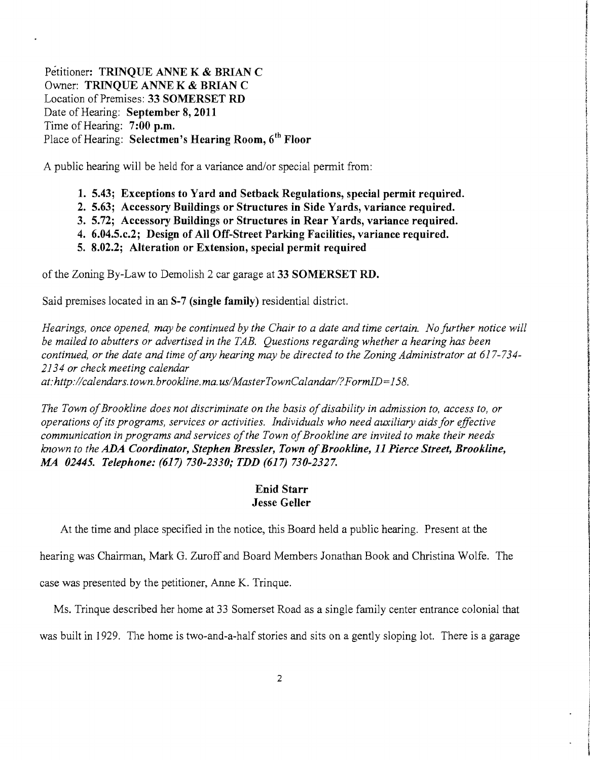Petitioner: **TRINQUE ANNE K & BRIAN C**
Owner: **TRINQUE ANNE K & BRIAN C**
Location of Premises: **33 SOMERSET RD**
Date of Hearing: **September 8, 2011**
Time of Hearing: **7:00 p.m.**
Place of Hearing: **Selectmen's Hearing Room, 6th Floor**

A public hearing will be held for a variance and/or special permit from:

1. **5.43; Exceptions to Yard and Setback Regulations, special permit required.**
2. **5.63; Accessory Buildings or Structures in Side Yards, variance required.**
3. **5.72; Accessory Buildings or Structures in Rear Yards, variance required.**
4. **6.04.5.c.2; Design of All Off-Street Parking Facilities, variance required.**
5. **8.02.2; Alteration or Extension, special permit required**

of the Zoning By-Law to Demolish 2 car garage at **33 SOMERSET RD.**

Said premises located in an **S-7 (single family)** residential district.

*Hearings, once opened, may be continued by the Chair to a date and time certain. No further notice will be mailed to abutters or advertised in the TAB. Questions regarding whether a hearing has been continued, or the date and time of any hearing may be directed to the Zoning Administrator at 617-734-2134 or check meeting calendar at:http://calendars.town.brookline.ma.us/MasterTownCalandar/?FormID=158.*

*The Town of Brookline does not discriminate on the basis of disability in admission to, access to, or operations of its programs, services or activities. Individuals who need auxiliary aids for effective communication in programs and services of the Town of Brookline are invited to make their needs known to the* ***ADA Coordinator, Stephen Bressler, Town of Brookline, 11 Pierce Street, Brookline, MA 02445. Telephone: (617) 730-2330; TDD (617) 730-2327.***

**Enid Starr**
**Jesse Geller**

At the time and place specified in the notice, this Board held a public hearing. Present at the hearing was Chairman, Mark G. Zuroff and Board Members Jonathan Book and Christina Wolfe. The case was presented by the petitioner, Anne K. Trinque.

Ms. Trinque described her home at 33 Somerset Road as a single family center entrance colonial that was built in 1929. The home is two-and-a-half stories and sits on a gently sloping lot. There is a garage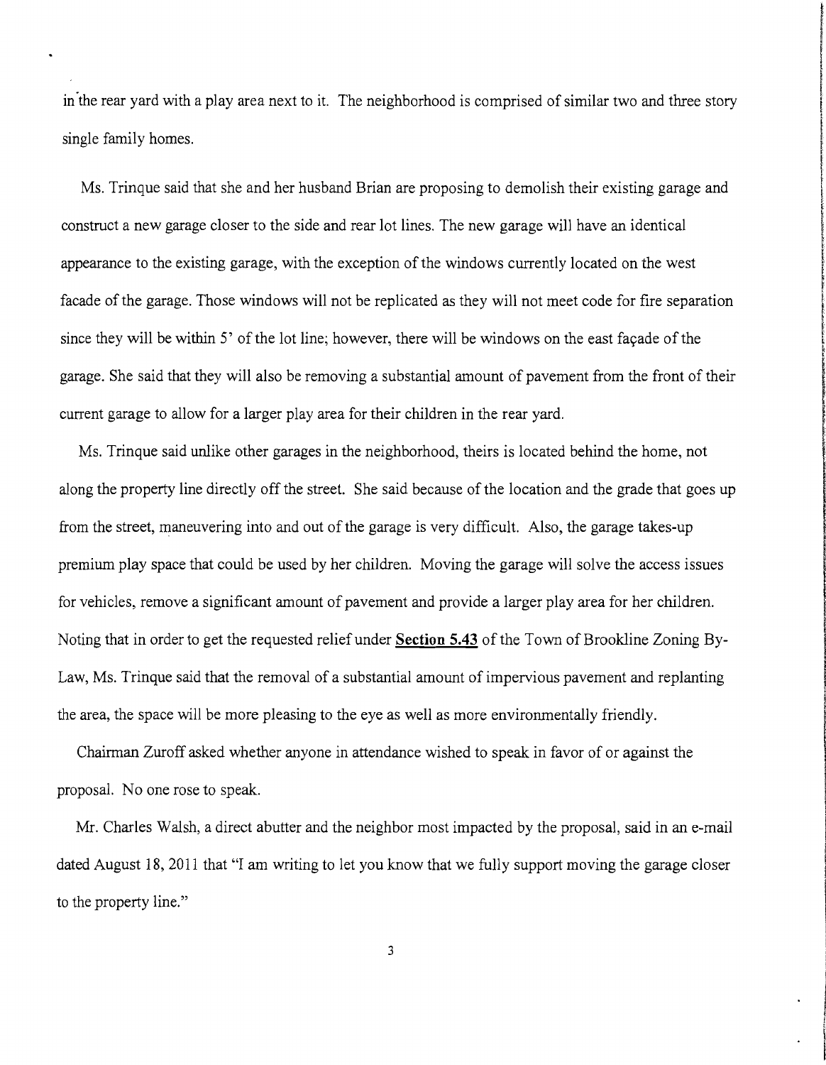in the rear yard with a play area next to it. The neighborhood is comprised of similar two and three story single family homes.

Ms. Trinque said that she and her husband Brian are proposing to demolish their existing garage and construct a new garage closer to the side and rear lot lines. The new garage will have an identical appearance to the existing garage, with the exception of the windows currently located on the west facade of the garage. Those windows will not be replicated as they will not meet code for fire separation since they will be within 5' of the lot line; however, there will be windows on the east façade of the garage. She said that they will also be removing a substantial amount of pavement from the front of their current garage to allow for a larger play area for their children in the rear yard.

Ms. Trinque said unlike other garages in the neighborhood, theirs is located behind the home, not along the property line directly off the street. She said because of the location and the grade that goes up from the street, maneuvering into and out of the garage is very difficult. Also, the garage takes-up premium play space that could be used by her children. Moving the garage will solve the access issues for vehicles, remove a significant amount of pavement and provide a larger play area for her children. Noting that in order to get the requested relief under **Section 5.43** of the Town of Brookline Zoning By-Law, Ms. Trinque said that the removal of a substantial amount of impervious pavement and replanting the area, the space will be more pleasing to the eye as well as more environmentally friendly.

Chairman Zuroff asked whether anyone in attendance wished to speak in favor of or against the proposal. No one rose to speak.

Mr. Charles Walsh, a direct abutter and the neighbor most impacted by the proposal, said in an e-mail dated August 18, 2011 that "I am writing to let you know that we fully support moving the garage closer to the property line."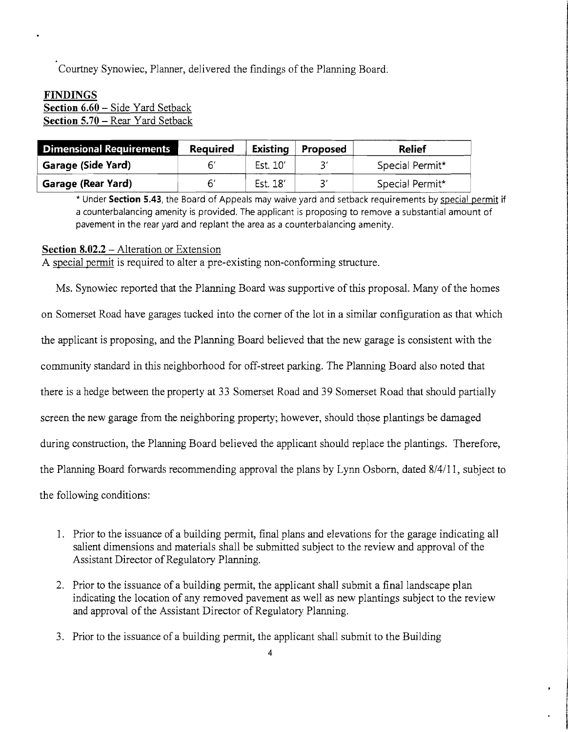Courtney Synowiec, Planner, delivered the findings of the Planning Board.

**FINDINGS**

**Section 6.60** – Side Yard Setback

**Section 5.70** – Rear Yard Setback

| Dimensional Requirements | Required | Existing | Proposed | Relief |
|---|---|---|---|---|
| Garage (Side Yard) | 6' | Est. 10' | 3' | Special Permit* |
| Garage (Rear Yard) | 6' | Est. 18' | 3' | Special Permit* |

\* Under **Section 5.43**, the Board of Appeals may waive yard and setback requirements by special permit if a counterbalancing amenity is provided. The applicant is proposing to remove a substantial amount of pavement in the rear yard and replant the area as a counterbalancing amenity.

**Section 8.02.2** – Alteration or Extension

A special permit is required to alter a pre-existing non-conforming structure.

Ms. Synowiec reported that the Planning Board was supportive of this proposal. Many of the homes on Somerset Road have garages tucked into the corner of the lot in a similar configuration as that which the applicant is proposing, and the Planning Board believed that the new garage is consistent with the community standard in this neighborhood for off-street parking. The Planning Board also noted that there is a hedge between the property at 33 Somerset Road and 39 Somerset Road that should partially screen the new garage from the neighboring property; however, should those plantings be damaged during construction, the Planning Board believed the applicant should replace the plantings. Therefore, the Planning Board forwards recommending approval the plans by Lynn Osborn, dated 8/4/11, subject to the following conditions:

1. Prior to the issuance of a building permit, final plans and elevations for the garage indicating all salient dimensions and materials shall be submitted subject to the review and approval of the Assistant Director of Regulatory Planning.
2. Prior to the issuance of a building permit, the applicant shall submit a final landscape plan indicating the location of any removed pavement as well as new plantings subject to the review and approval of the Assistant Director of Regulatory Planning.
3. Prior to the issuance of a building permit, the applicant shall submit to the Building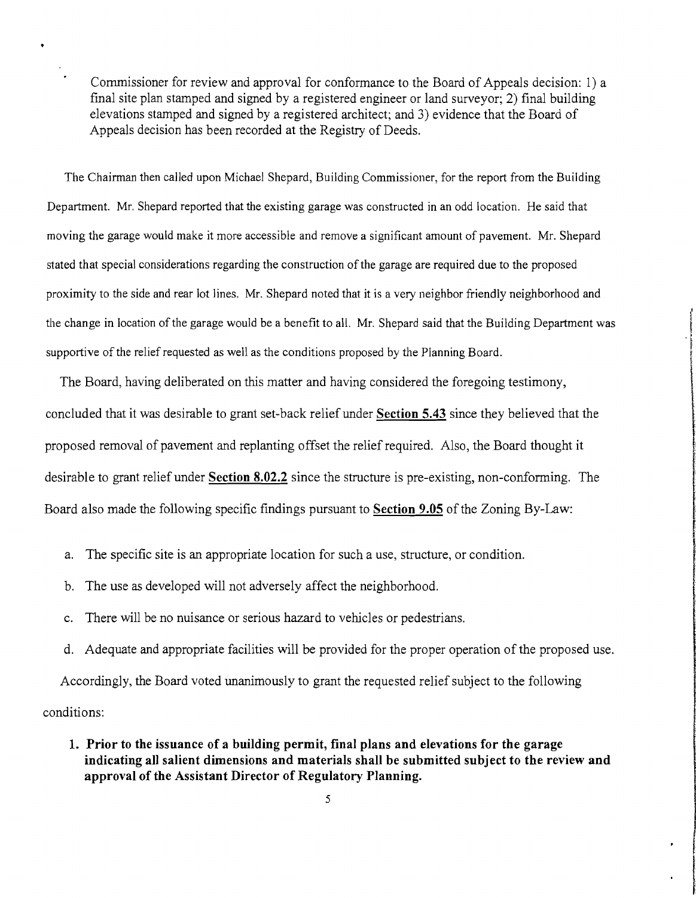Commissioner for review and approval for conformance to the Board of Appeals decision: 1) a final site plan stamped and signed by a registered engineer or land surveyor; 2) final building elevations stamped and signed by a registered architect; and 3) evidence that the Board of Appeals decision has been recorded at the Registry of Deeds.

The Chairman then called upon Michael Shepard, Building Commissioner, for the report from the Building Department. Mr. Shepard reported that the existing garage was constructed in an odd location. He said that moving the garage would make it more accessible and remove a significant amount of pavement. Mr. Shepard stated that special considerations regarding the construction of the garage are required due to the proposed proximity to the side and rear lot lines. Mr. Shepard noted that it is a very neighbor friendly neighborhood and the change in location of the garage would be a benefit to all. Mr. Shepard said that the Building Department was supportive of the relief requested as well as the conditions proposed by the Planning Board.

The Board, having deliberated on this matter and having considered the foregoing testimony, concluded that it was desirable to grant set-back relief under **Section 5.43** since they believed that the proposed removal of pavement and replanting offset the relief required. Also, the Board thought it desirable to grant relief under **Section 8.02.2** since the structure is pre-existing, non-conforming. The Board also made the following specific findings pursuant to **Section 9.05** of the Zoning By-Law:

a. The specific site is an appropriate location for such a use, structure, or condition.

b. The use as developed will not adversely affect the neighborhood.

c. There will be no nuisance or serious hazard to vehicles or pedestrians.

d. Adequate and appropriate facilities will be provided for the proper operation of the proposed use.

Accordingly, the Board voted unanimously to grant the requested relief subject to the following conditions:

1. **Prior to the issuance of a building permit, final plans and elevations for the garage indicating all salient dimensions and materials shall be submitted subject to the review and approval of the Assistant Director of Regulatory Planning.**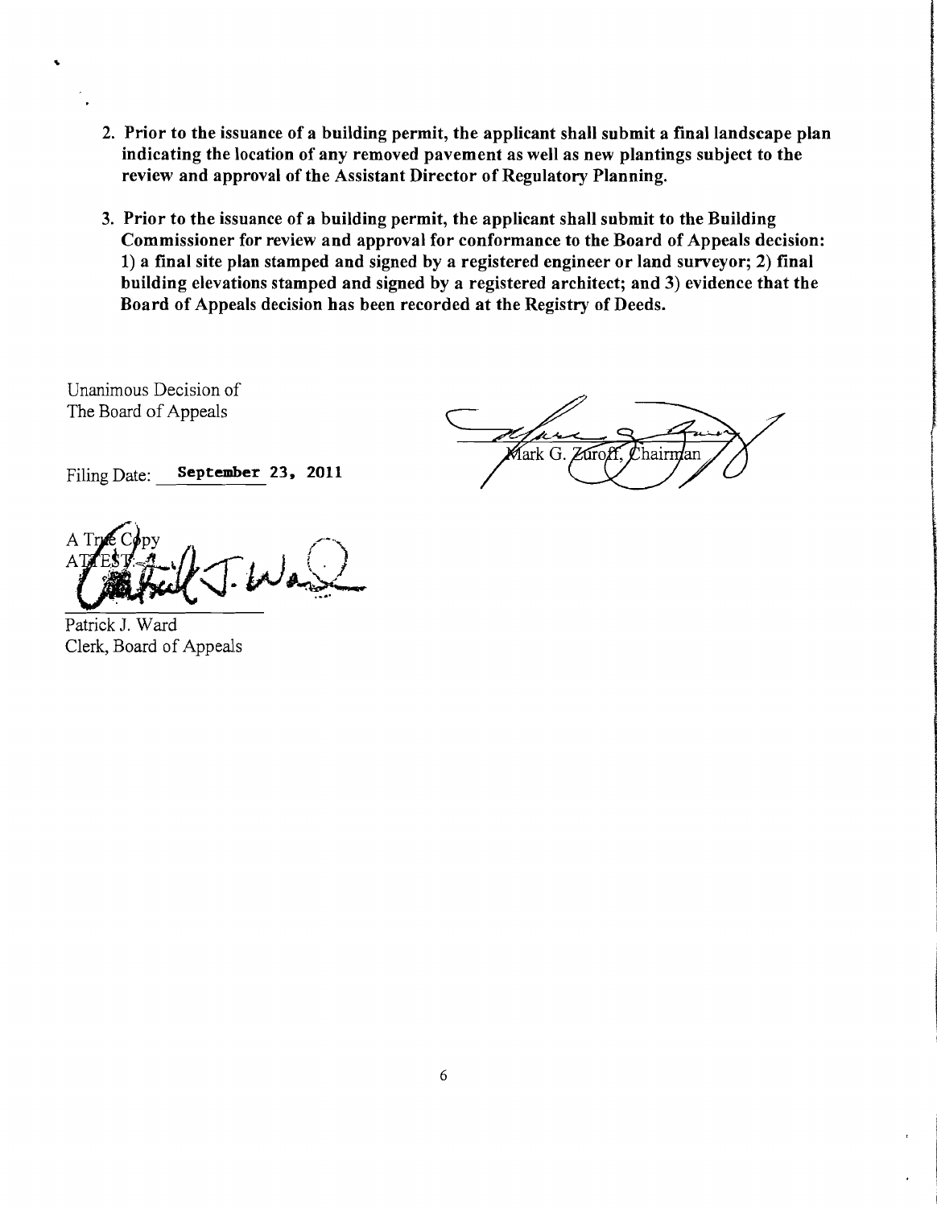2. **Prior to the issuance of a building permit, the applicant shall submit a final landscape plan indicating the location of any removed pavement as well as new plantings subject to the review and approval of the Assistant Director of Regulatory Planning.**

3. **Prior to the issuance of a building permit, the applicant shall submit to the Building Commissioner for review and approval for conformance to the Board of Appeals decision: 1) a final site plan stamped and signed by a registered engineer or land surveyor; 2) final building elevations stamped and signed by a registered architect; and 3) evidence that the Board of Appeals decision has been recorded at the Registry of Deeds.**

Unanimous Decision of
The Board of Appeals

Mark G. Zuroff, Chairman

Filing Date: **September 23, 2011**

A True Copy
ATTEST:

Patrick J. Ward
Clerk, Board of Appeals